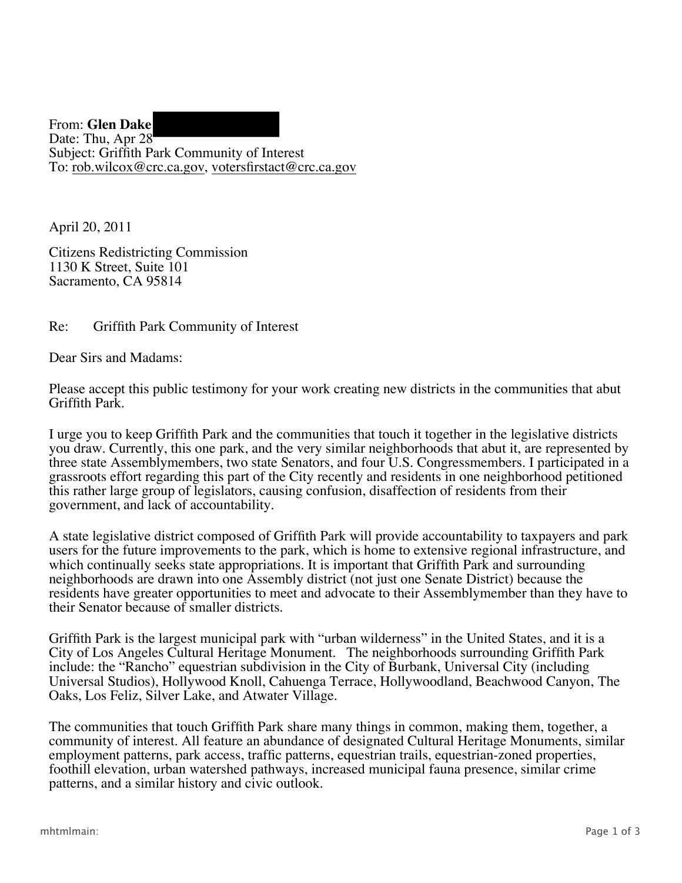From: **Glen Dake**
Date: Thu, Apr 28
Subject: Griffith Park Community of Interest
To: rob.wilcox@crc.ca.gov, votersfirstact@crc.ca.gov

April 20, 2011

Citizens Redistricting Commission
1130 K Street, Suite 101
Sacramento, CA 95814

Re: Griffith Park Community of Interest

Dear Sirs and Madams:

Please accept this public testimony for your work creating new districts in the communities that abut Griffith Park.

I urge you to keep Griffith Park and the communities that touch it together in the legislative districts you draw. Currently, this one park, and the very similar neighborhoods that abut it, are represented by three state Assemblymembers, two state Senators, and four U.S. Congressmembers. I participated in a grassroots effort regarding this part of the City recently and residents in one neighborhood petitioned this rather large group of legislators, causing confusion, disaffection of residents from their government, and lack of accountability.

A state legislative district composed of Griffith Park will provide accountability to taxpayers and park users for the future improvements to the park, which is home to extensive regional infrastructure, and which continually seeks state appropriations. It is important that Griffith Park and surrounding neighborhoods are drawn into one Assembly district (not just one Senate District) because the residents have greater opportunities to meet and advocate to their Assemblymember than they have to their Senator because of smaller districts.

Griffith Park is the largest municipal park with "urban wilderness" in the United States, and it is a City of Los Angeles Cultural Heritage Monument. The neighborhoods surrounding Griffith Park include: the "Rancho" equestrian subdivision in the City of Burbank, Universal City (including Universal Studios), Hollywood Knoll, Cahuenga Terrace, Hollywoodland, Beachwood Canyon, The Oaks, Los Feliz, Silver Lake, and Atwater Village.

The communities that touch Griffith Park share many things in common, making them, together, a community of interest. All feature an abundance of designated Cultural Heritage Monuments, similar employment patterns, park access, traffic patterns, equestrian trails, equestrian-zoned properties, foothill elevation, urban watershed pathways, increased municipal fauna presence, similar crime patterns, and a similar history and civic outlook.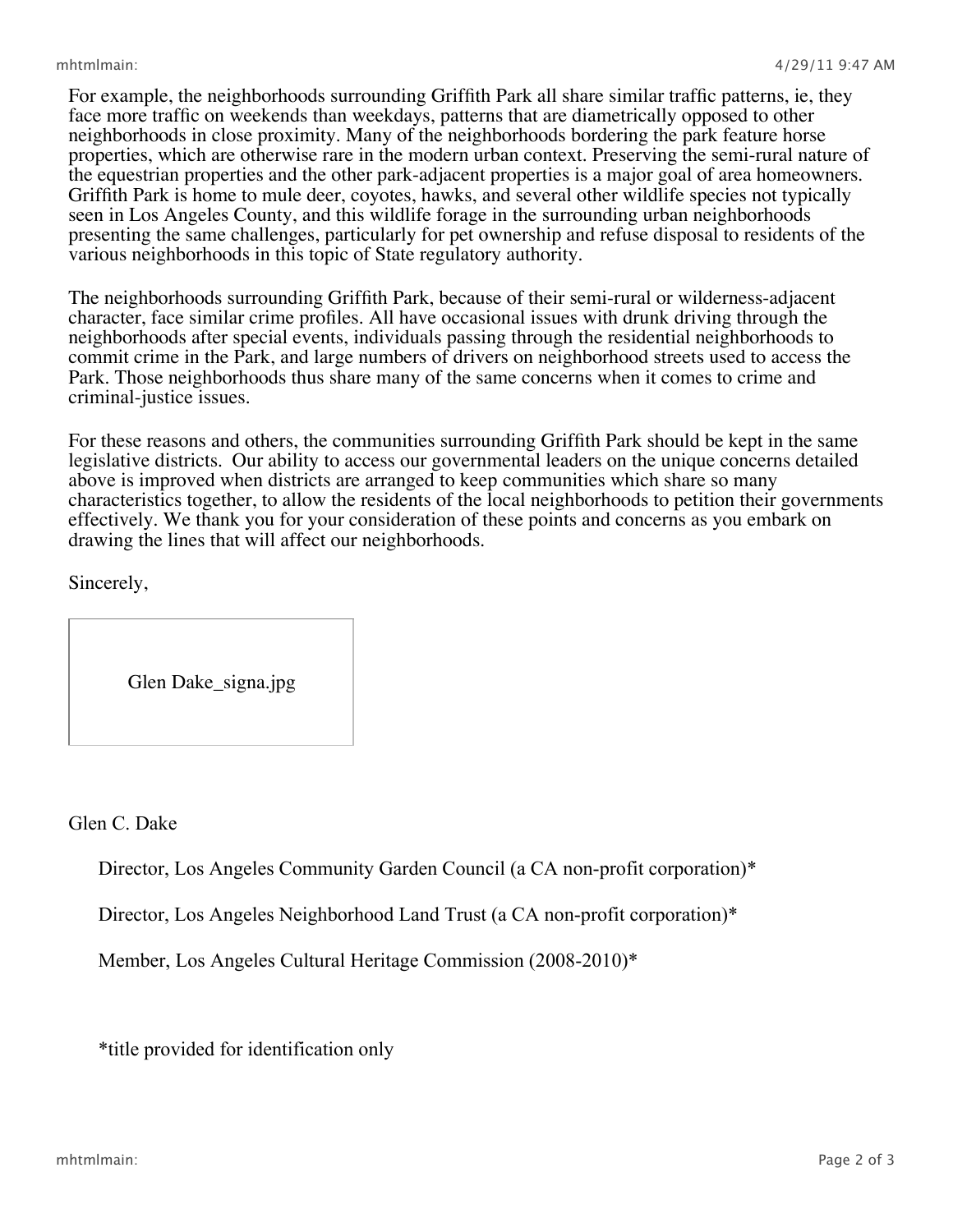For example, the neighborhoods surrounding Griffith Park all share similar traffic patterns, ie, they face more traffic on weekends than weekdays, patterns that are diametrically opposed to other neighborhoods in close proximity. Many of the neighborhoods bordering the park feature horse properties, which are otherwise rare in the modern urban context. Preserving the semi-rural nature of the equestrian properties and the other park-adjacent properties is a major goal of area homeowners. Griffith Park is home to mule deer, coyotes, hawks, and several other wildlife species not typically seen in Los Angeles County, and this wildlife forage in the surrounding urban neighborhoods presenting the same challenges, particularly for pet ownership and refuse disposal to residents of the various neighborhoods in this topic of State regulatory authority.

The neighborhoods surrounding Griffith Park, because of their semi-rural or wilderness-adjacent character, face similar crime profiles. All have occasional issues with drunk driving through the neighborhoods after special events, individuals passing through the residential neighborhoods to commit crime in the Park, and large numbers of drivers on neighborhood streets used to access the Park. Those neighborhoods thus share many of the same concerns when it comes to crime and criminal-justice issues.

For these reasons and others, the communities surrounding Griffith Park should be kept in the same legislative districts. Our ability to access our governmental leaders on the unique concerns detailed above is improved when districts are arranged to keep communities which share so many characteristics together, to allow the residents of the local neighborhoods to petition their governments effectively. We thank you for your consideration of these points and concerns as you embark on drawing the lines that will affect our neighborhoods.

Sincerely,

Glen Dake_signa.jpg

Glen C. Dake

Director, Los Angeles Community Garden Council (a CA non-profit corporation)*

Director, Los Angeles Neighborhood Land Trust (a CA non-profit corporation)*

Member, Los Angeles Cultural Heritage Commission (2008-2010)*

*title provided for identification only